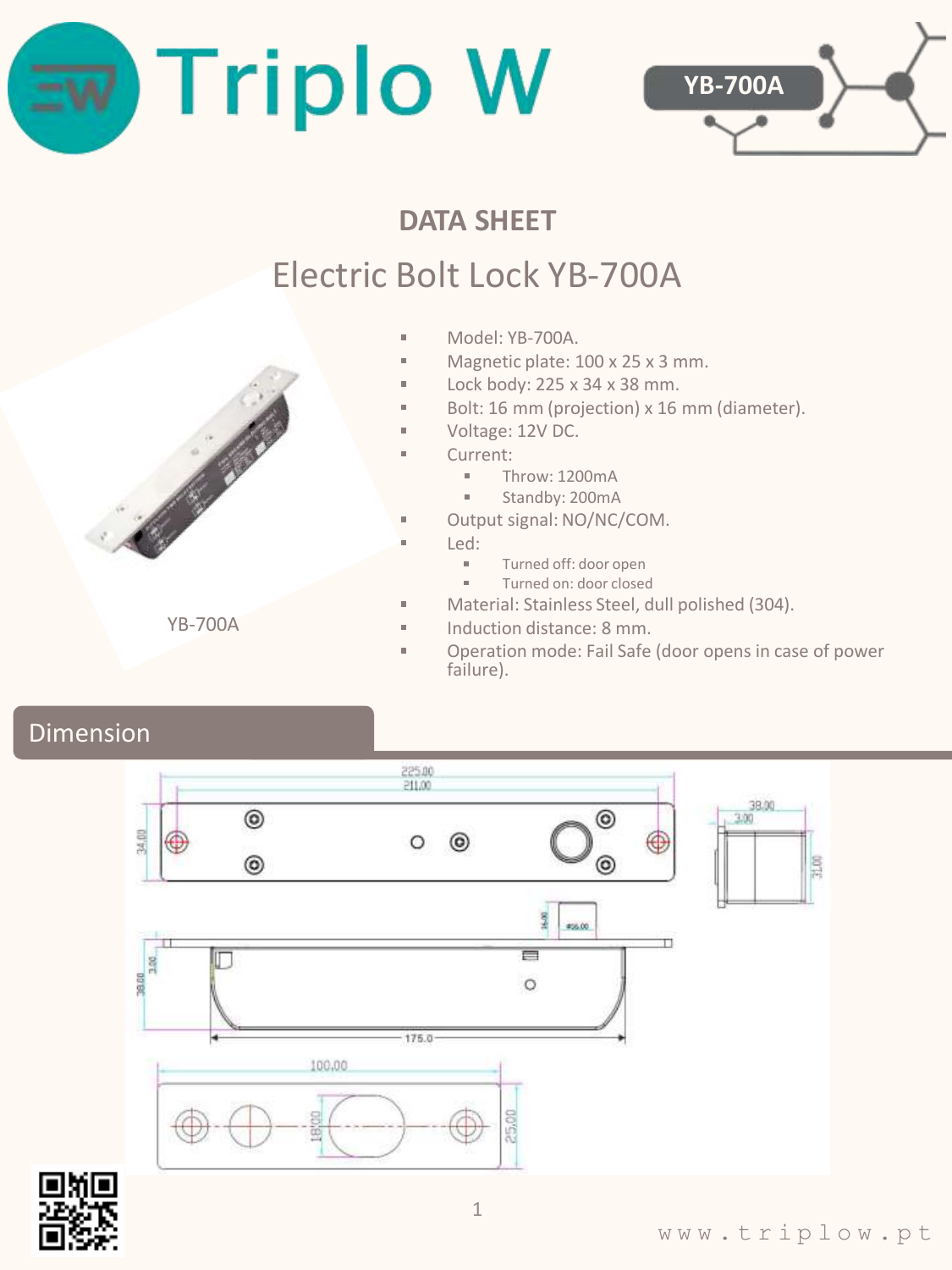# Triplo W

YB-700A

## DATA SHEET

# Electric Bolt Lock YB-700A

- Model: YB-700A.
- Magnetic plate: 100 x 25 x 3 mm.
- Lock body: 225 x 34 x 38 mm.
- Bolt: 16 mm (projection) x 16 mm (diameter).
- Voltage: 12V DC.
- Current:
  - Throw: 1200mA
  - Standby: 200mA
- Output signal: NO/NC/COM.
- Led:
  - Turned off: door open
  - Turned on: door closed
- Material: Stainless Steel, dull polished (304).
- Induction distance: 8 mm.
- Operation mode: Fail Safe (door opens in case of power failure).

YB-700A

## Dimension

www.triplow.pt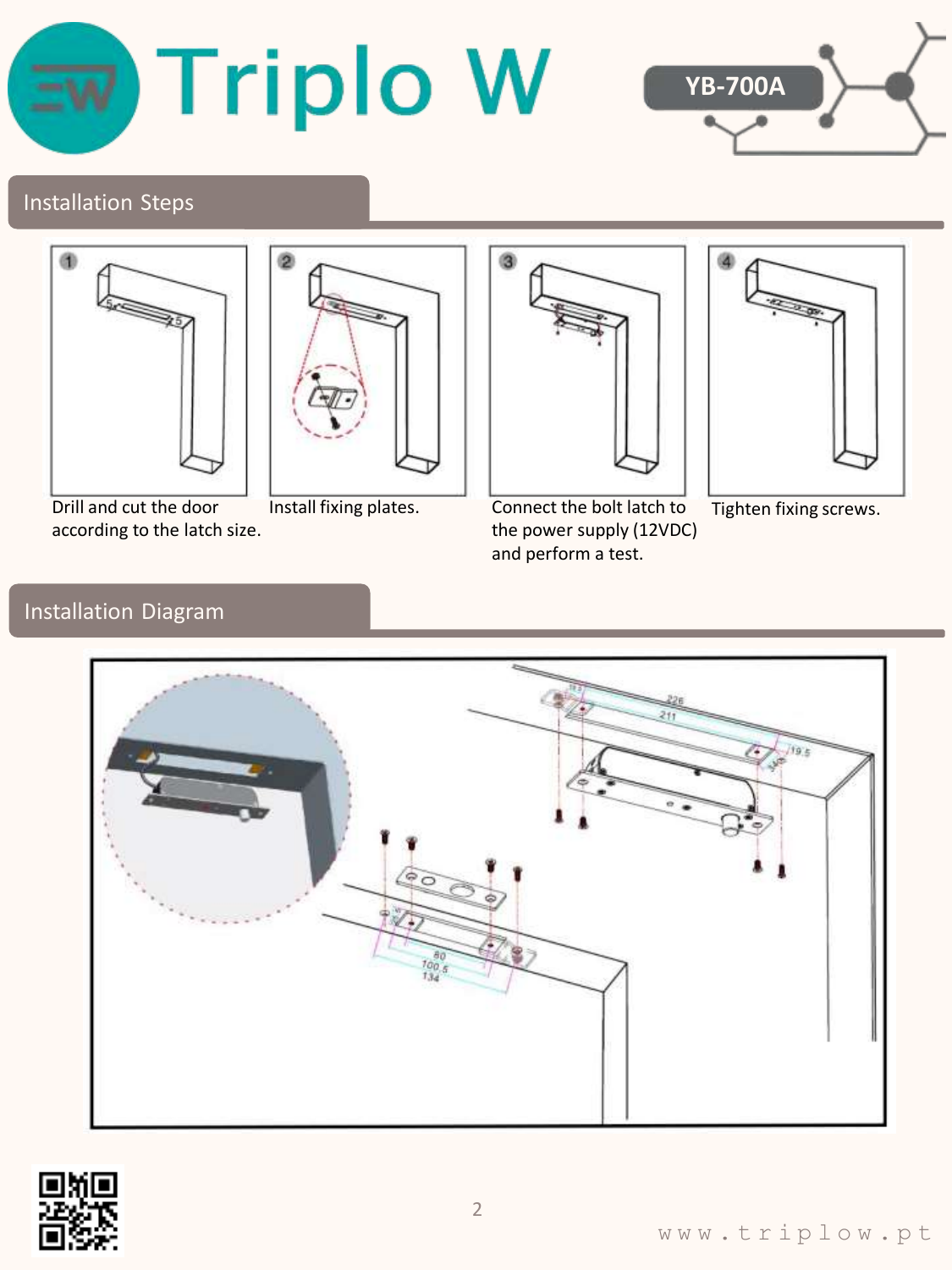Triplo W

YB-700A

## Installation Steps

1. Drill and cut the door according to the latch size.
2. Install fixing plates.
3. Connect the bolt latch to the power supply (12VDC) and perform a test.
4. Tighten fixing screws.

## Installation Diagram

www.triplow.pt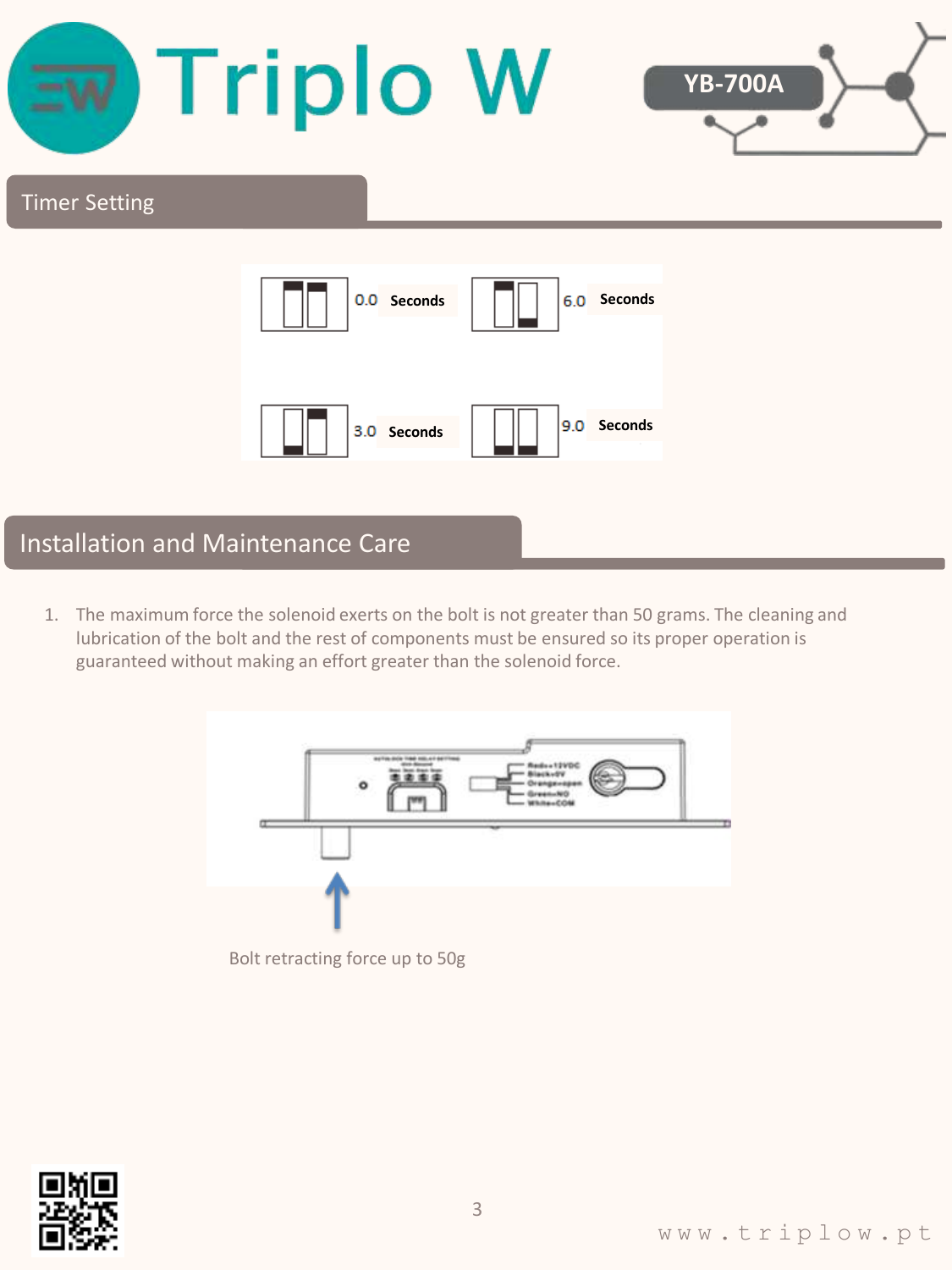## Timer Setting

0.0 Seconds

6.0 Seconds

3.0 Seconds

9.0 Seconds

## Installation and Maintenance Care

1. The maximum force the solenoid exerts on the bolt is not greater than 50 grams. The cleaning and lubrication of the bolt and the rest of components must be ensured so its proper operation is guaranteed without making an effort greater than the solenoid force.

Bolt retracting force up to 50g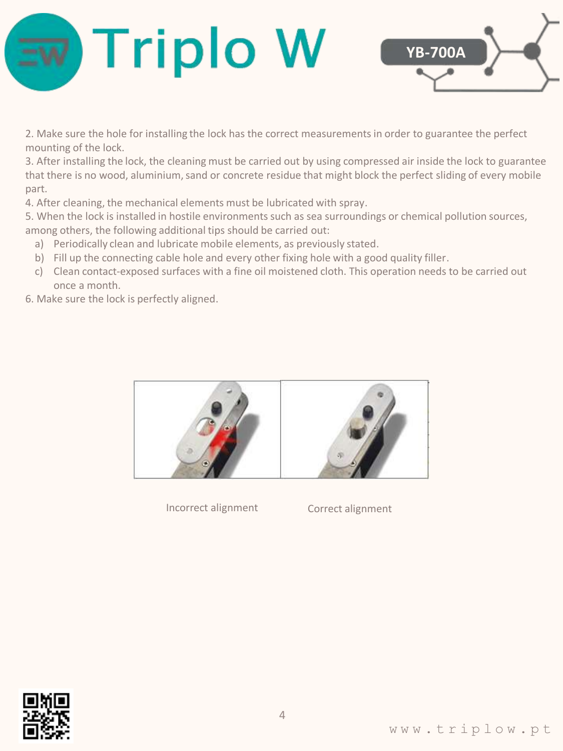2. Make sure the hole for installing the lock has the correct measurements in order to guarantee the perfect mounting of the lock.
3. After installing the lock, the cleaning must be carried out by using compressed air inside the lock to guarantee that there is no wood, aluminium, sand or concrete residue that might block the perfect sliding of every mobile part.
4. After cleaning, the mechanical elements must be lubricated with spray.
5. When the lock is installed in hostile environments such as sea surroundings or chemical pollution sources, among others, the following additional tips should be carried out:
   a) Periodically clean and lubricate mobile elements, as previously stated.
   b) Fill up the connecting cable hole and every other fixing hole with a good quality filler.
   c) Clean contact-exposed surfaces with a fine oil moistened cloth. This operation needs to be carried out once a month.
6. Make sure the lock is perfectly aligned.

Incorrect alignment    Correct alignment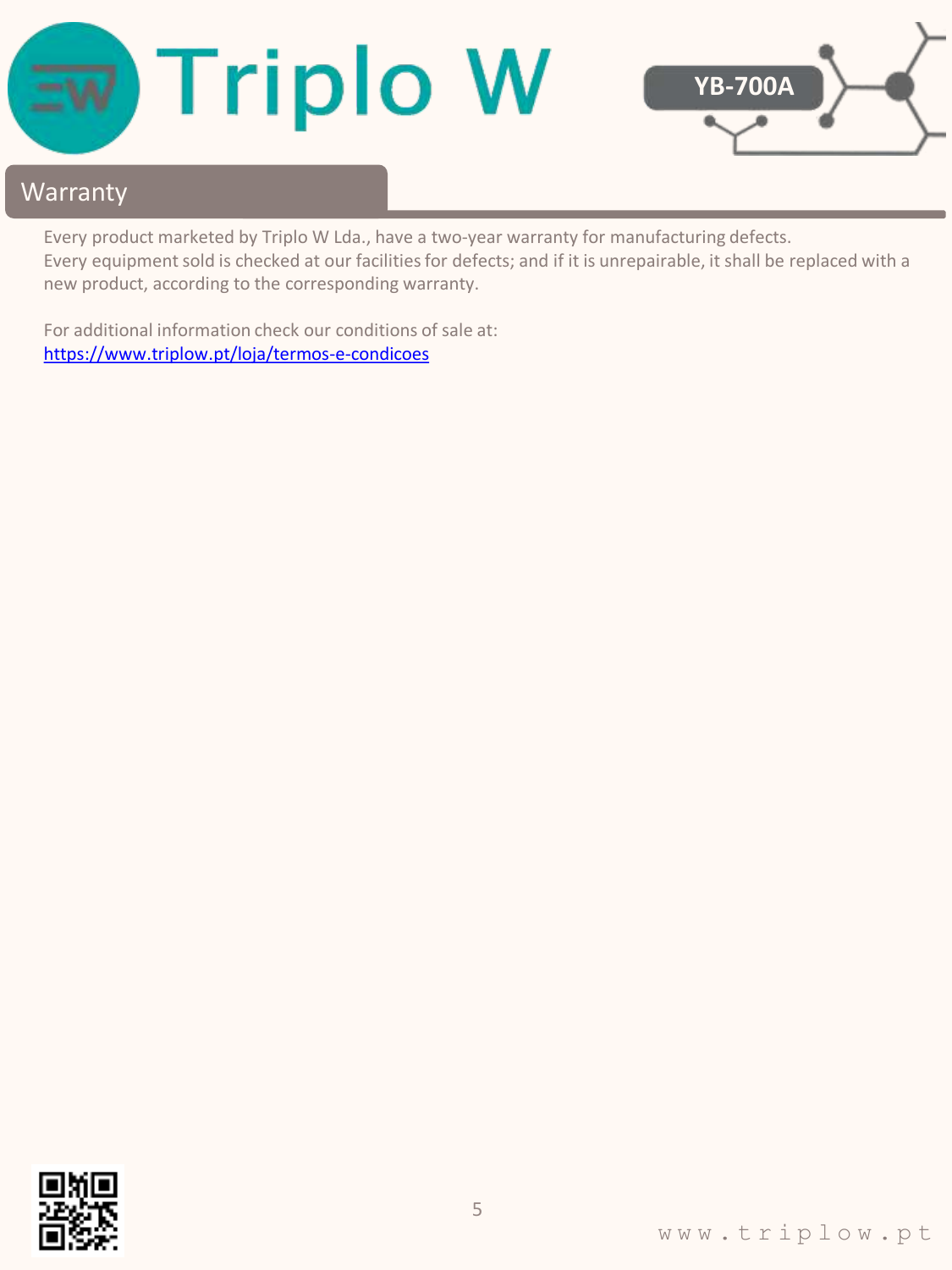## Warranty

Every product marketed by Triplo W Lda., have a two-year warranty for manufacturing defects.
Every equipment sold is checked at our facilities for defects; and if it is unrepairable, it shall be replaced with a new product, according to the corresponding warranty.

For additional information check our conditions of sale at:
https://www.triplow.pt/loja/termos-e-condicoes